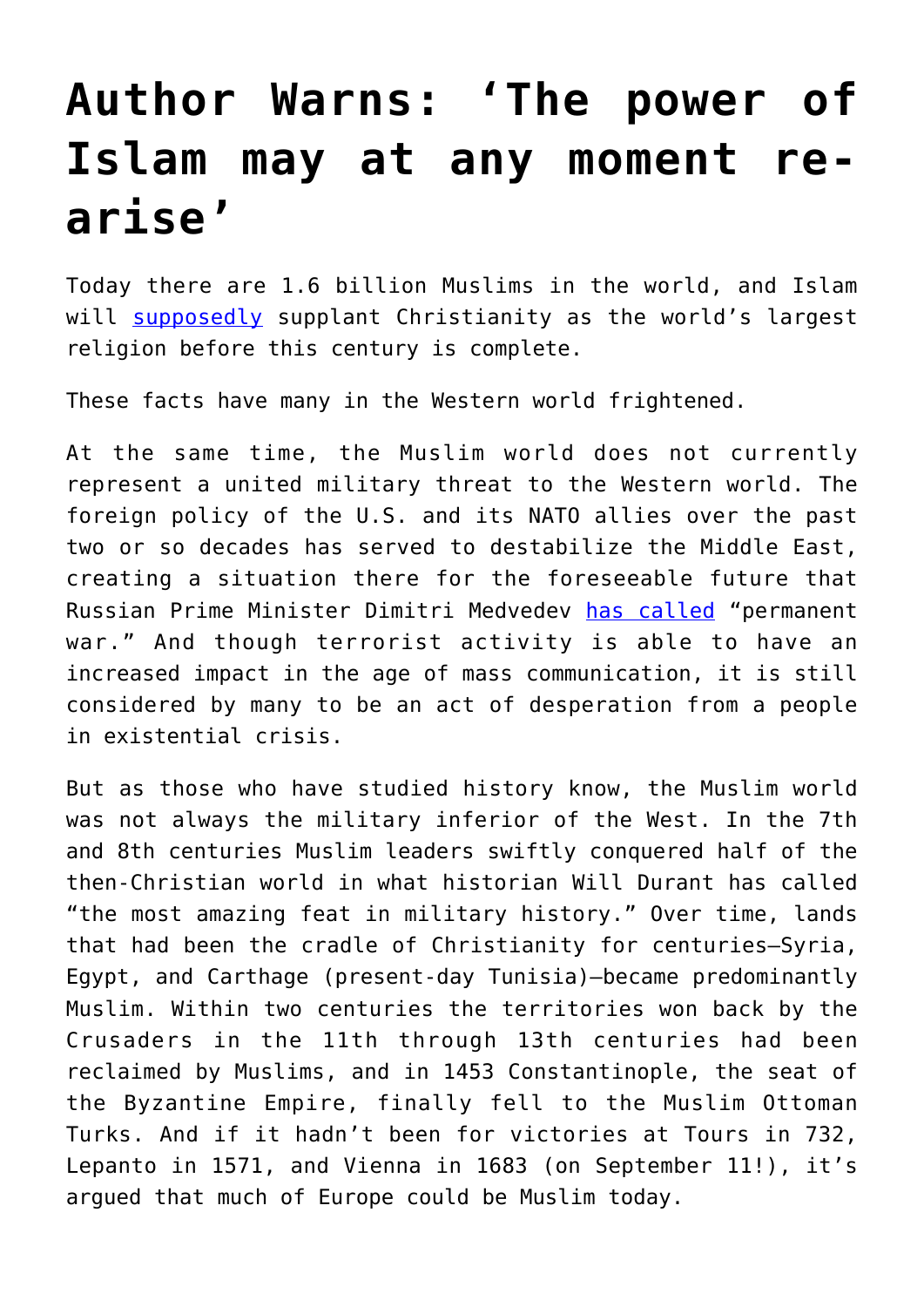# Author Warns: ‘The power of Islam may at any moment re-arise’

Today there are 1.6 billion Muslims in the world, and Islam will supposedly supplant Christianity as the world’s largest religion before this century is complete.

These facts have many in the Western world frightened.

At the same time, the Muslim world does not currently represent a united military threat to the Western world. The foreign policy of the U.S. and its NATO allies over the past two or so decades has served to destabilize the Middle East, creating a situation there for the foreseeable future that Russian Prime Minister Dimitri Medvedev has called “permanent war.” And though terrorist activity is able to have an increased impact in the age of mass communication, it is still considered by many to be an act of desperation from a people in existential crisis.

But as those who have studied history know, the Muslim world was not always the military inferior of the West. In the 7th and 8th centuries Muslim leaders swiftly conquered half of the then-Christian world in what historian Will Durant has called “the most amazing feat in military history.” Over time, lands that had been the cradle of Christianity for centuries—Syria, Egypt, and Carthage (present-day Tunisia)—became predominantly Muslim. Within two centuries the territories won back by the Crusaders in the 11th through 13th centuries had been reclaimed by Muslims, and in 1453 Constantinople, the seat of the Byzantine Empire, finally fell to the Muslim Ottoman Turks. And if it hadn’t been for victories at Tours in 732, Lepanto in 1571, and Vienna in 1683 (on September 11!), it’s argued that much of Europe could be Muslim today.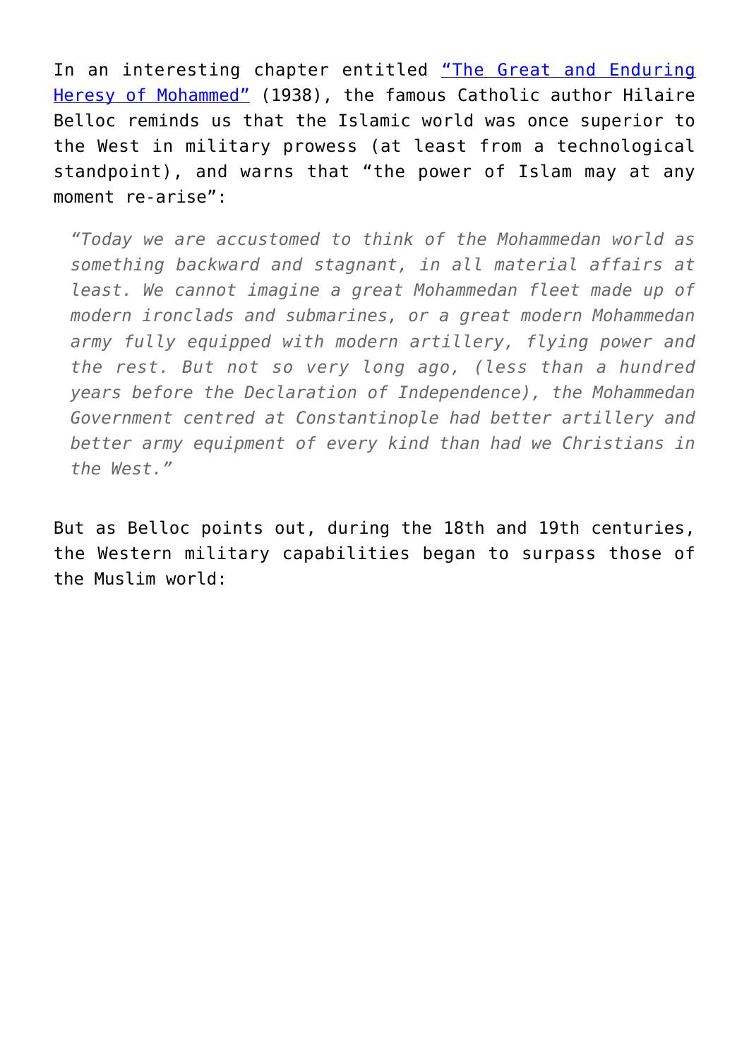In an interesting chapter entitled "The Great and Enduring Heresy of Mohammed" (1938), the famous Catholic author Hilaire Belloc reminds us that the Islamic world was once superior to the West in military prowess (at least from a technological standpoint), and warns that "the power of Islam may at any moment re-arise":

> *"Today we are accustomed to think of the Mohammedan world as something backward and stagnant, in all material affairs at least. We cannot imagine a great Mohammedan fleet made up of modern ironclads and submarines, or a great modern Mohammedan army fully equipped with modern artillery, flying power and the rest. But not so very long ago, (less than a hundred years before the Declaration of Independence), the Mohammedan Government centred at Constantinople had better artillery and better army equipment of every kind than had we Christians in the West."*

But as Belloc points out, during the 18th and 19th centuries, the Western military capabilities began to surpass those of the Muslim world: